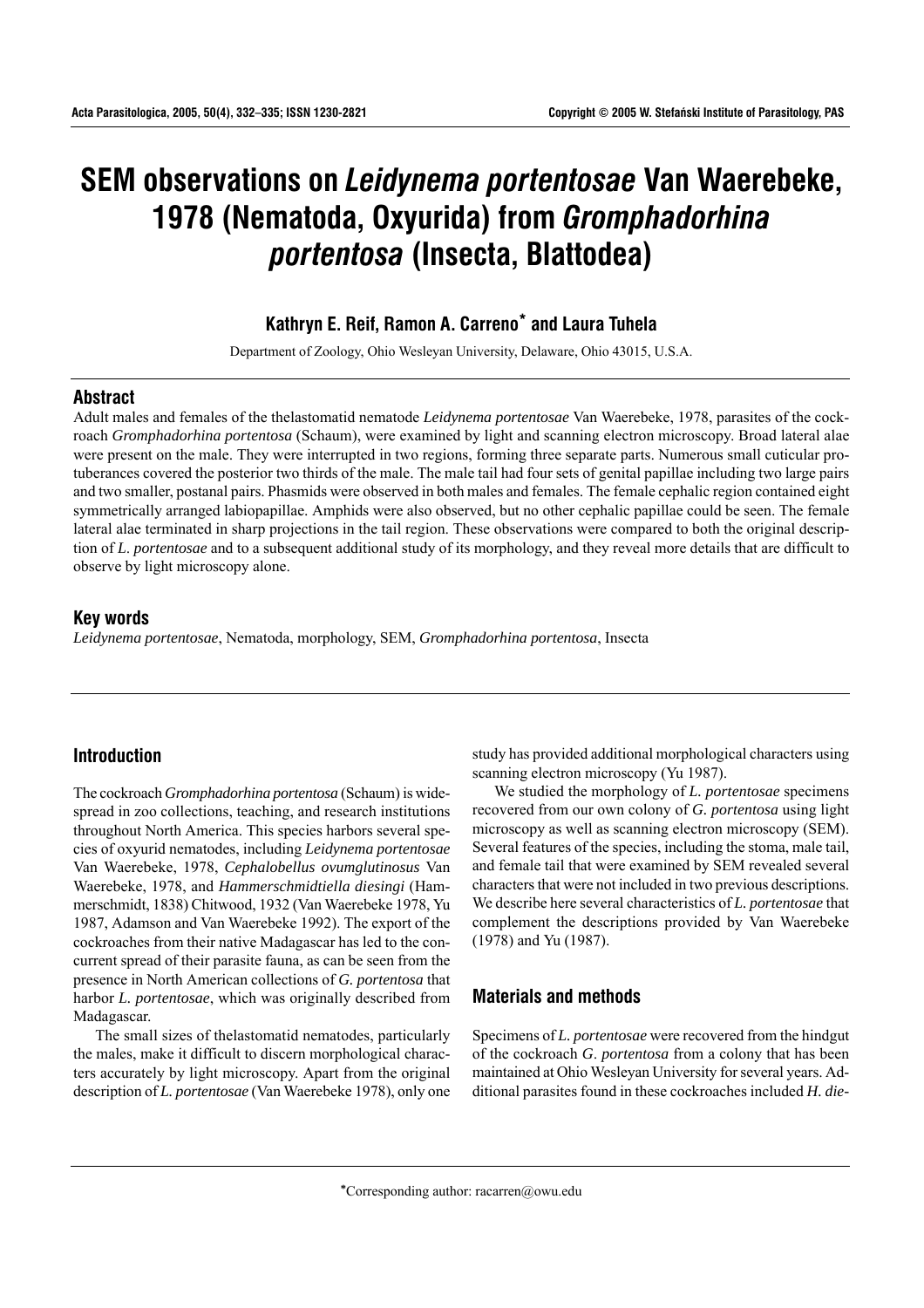# SEM observations on *Leidynema portentosae* Van Waerebeke, 1978 (Nematoda, Oxyurida) from *Gromphadorhina portentosa* (Insecta, Blattodea)

**Kathryn E. Reif, Ramon A. Carreno\* and Laura Tuhela**

Department of Zoology, Ohio Wesleyan University, Delaware, Ohio 43015, U.S.A.

## Abstract

Adult males and females of the thelastomatid nematode *Leidynema portentosae* Van Waerebeke, 1978, parasites of the cockroach *Gromphadorhina portentosa* (Schaum), were examined by light and scanning electron microscopy. Broad lateral alae were present on the male. They were interrupted in two regions, forming three separate parts. Numerous small cuticular protuberances covered the posterior two thirds of the male. The male tail had four sets of genital papillae including two large pairs and two smaller, postanal pairs. Phasmids were observed in both males and females. The female cephalic region contained eight symmetrically arranged labiopapillae. Amphids were also observed, but no other cephalic papillae could be seen. The female lateral alae terminated in sharp projections in the tail region. These observations were compared to both the original description of *L. portentosae* and to a subsequent additional study of its morphology, and they reveal more details that are difficult to observe by light microscopy alone.

## Key words

*Leidynema portentosae*, Nematoda, morphology, SEM, *Gromphadorhina portentosa*, Insecta

## Introduction

The cockroach *Gromphadorhina portentosa* (Schaum) is widespread in zoo collections, teaching, and research institutions throughout North America. This species harbors several species of oxyurid nematodes, including *Leidynema portentosae* Van Waerebeke, 1978, *Cephalobellus ovumglutinosus* Van Waerebeke, 1978, and *Hammerschmidtiella diesingi* (Hammerschmidt, 1838) Chitwood, 1932 (Van Waerebeke 1978, Yu 1987, Adamson and Van Waerebeke 1992). The export of the cockroaches from their native Madagascar has led to the concurrent spread of their parasite fauna, as can be seen from the presence in North American collections of *G. portentosa* that harbor *L. portentosae*, which was originally described from Madagascar.

The small sizes of thelastomatid nematodes, particularly the males, make it difficult to discern morphological characters accurately by light microscopy. Apart from the original description of *L. portentosae* (Van Waerebeke 1978), only one study has provided additional morphological characters using scanning electron microscopy (Yu 1987).

We studied the morphology of *L. portentosae* specimens recovered from our own colony of *G. portentosa* using light microscopy as well as scanning electron microscopy (SEM). Several features of the species, including the stoma, male tail, and female tail that were examined by SEM revealed several characters that were not included in two previous descriptions. We describe here several characteristics of *L. portentosae* that complement the descriptions provided by Van Waerebeke (1978) and Yu (1987).

## Materials and methods

Specimens of *L. portentosae* were recovered from the hindgut of the cockroach *G. portentosa* from a colony that has been maintained at Ohio Wesleyan University for several years. Additional parasites found in these cockroaches included *H. die-*

\*Corresponding author: racarren@owu.edu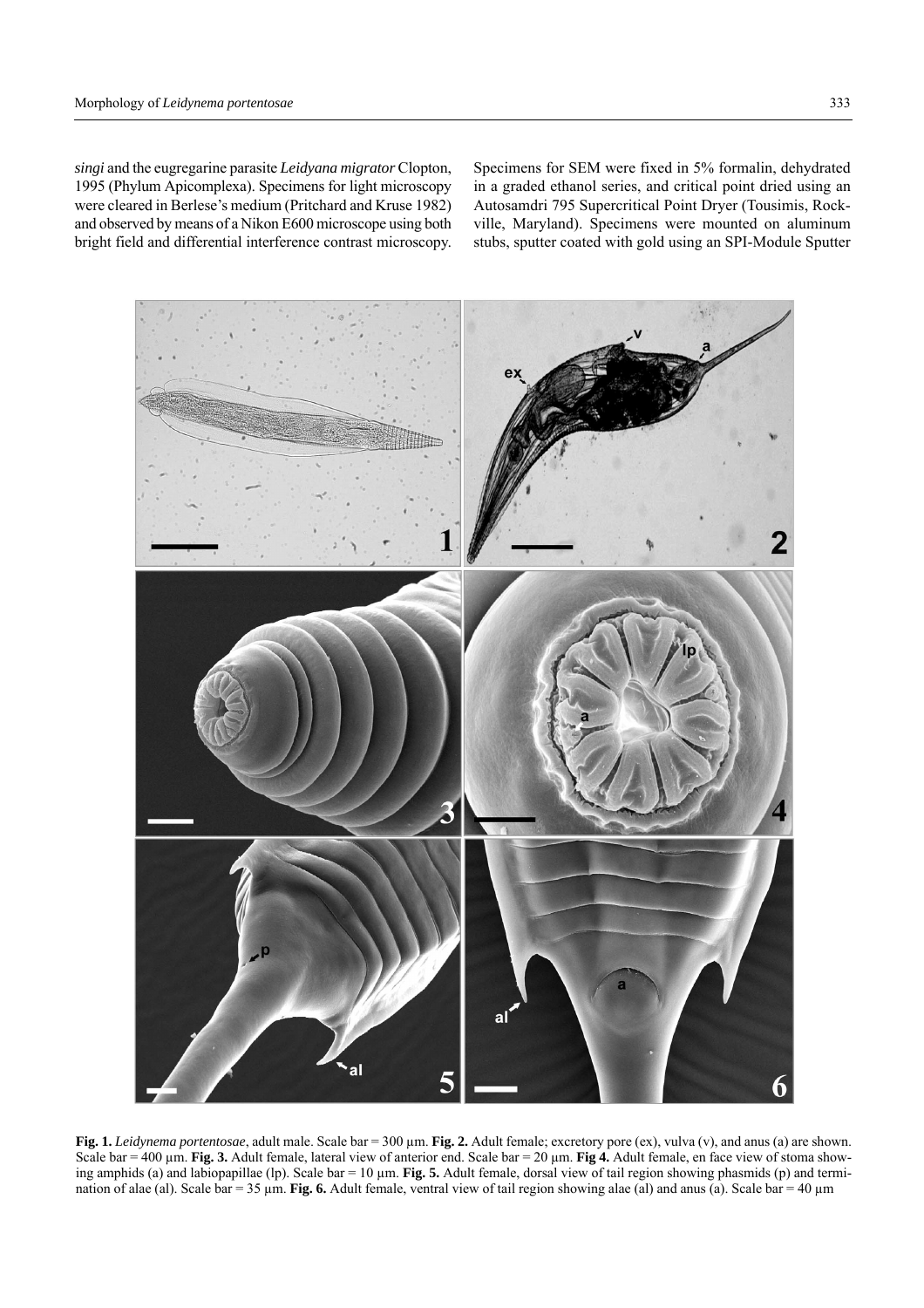*singi* and the eugregarine parasite *Leidyana migrator* Clopton, 1995 (Phylum Apicomplexa). Specimens for light microscopy were cleared in Berlese's medium (Pritchard and Kruse 1982) and observed by means of a Nikon E600 microscope using both bright field and differential interference contrast microscopy. Specimens for SEM were fixed in 5% formalin, dehydrated in a graded ethanol series, and critical point dried using an Autosamdri 795 Supercritical Point Dryer (Tousimis, Rockville, Maryland). Specimens were mounted on aluminum stubs, sputter coated with gold using an SPI-Module Sputter

**Fig. 1.** *Leidynema portentosae*, adult male. Scale bar = 300 µm. **Fig. 2.** Adult female; excretory pore (ex), vulva (v), and anus (a) are shown. Scale bar = 400 µm. **Fig. 3.** Adult female, lateral view of anterior end. Scale bar = 20 µm. **Fig 4.** Adult female, en face view of stoma showing amphids (a) and labiopapillae (lp). Scale bar = 10 µm. **Fig. 5.** Adult female, dorsal view of tail region showing phasmids (p) and termination of alae (al). Scale bar = 35 µm. **Fig. 6.** Adult female, ventral view of tail region showing alae (al) and anus (a). Scale bar = 40 µm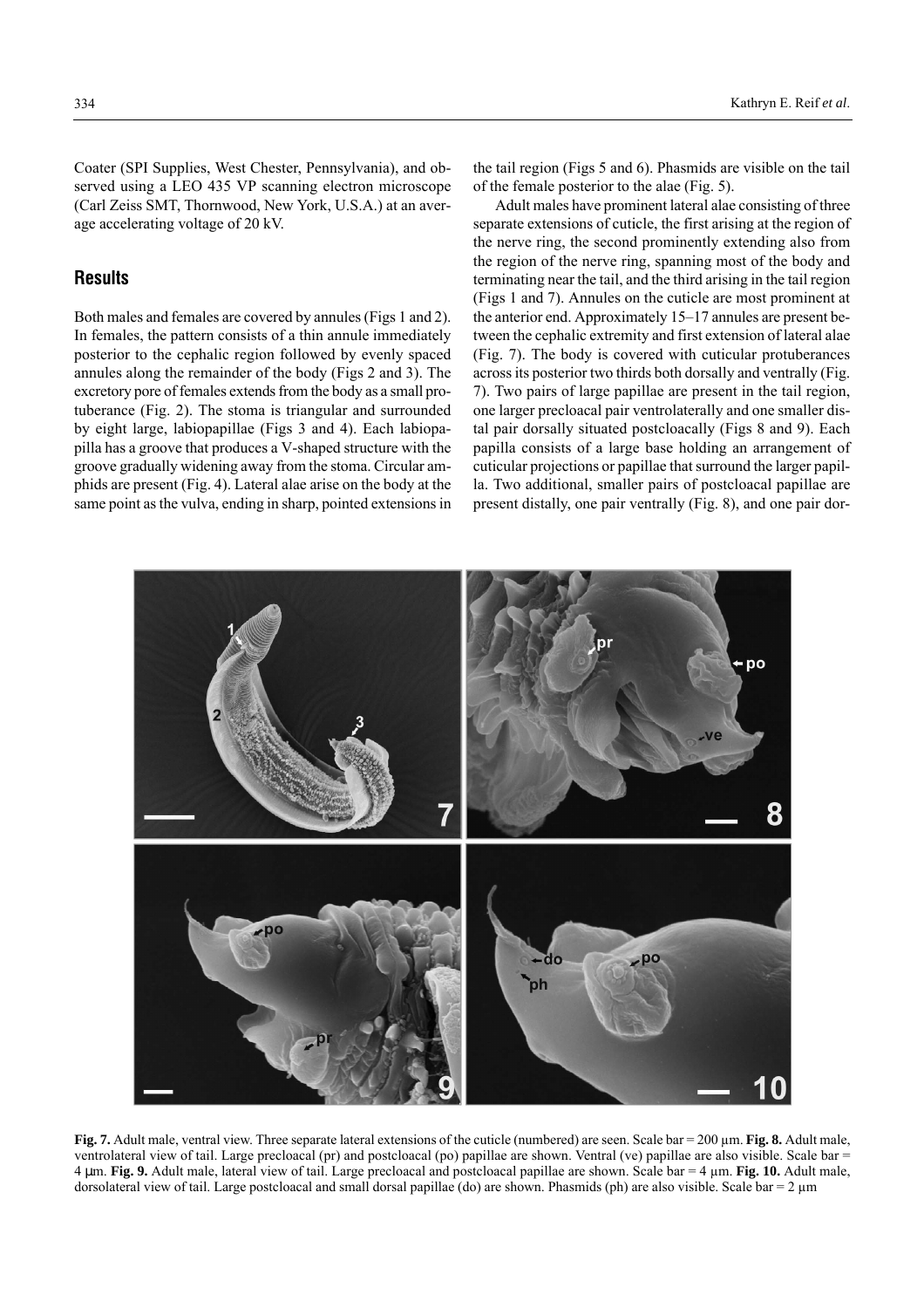Coater (SPI Supplies, West Chester, Pennsylvania), and observed using a LEO 435 VP scanning electron microscope (Carl Zeiss SMT, Thornwood, New York, U.S.A.) at an average accelerating voltage of 20 kV.

## Results

Both males and females are covered by annules (Figs 1 and 2). In females, the pattern consists of a thin annule immediately posterior to the cephalic region followed by evenly spaced annules along the remainder of the body (Figs 2 and 3). The excretory pore of females extends from the body as a small protuberance (Fig. 2). The stoma is triangular and surrounded by eight large, labiopapillae (Figs 3 and 4). Each labiopapilla has a groove that produces a V-shaped structure with the groove gradually widening away from the stoma. Circular amphids are present (Fig. 4). Lateral alae arise on the body at the same point as the vulva, ending in sharp, pointed extensions in the tail region (Figs 5 and 6). Phasmids are visible on the tail of the female posterior to the alae (Fig. 5).

Adult males have prominent lateral alae consisting of three separate extensions of cuticle, the first arising at the region of the nerve ring, the second prominently extending also from the region of the nerve ring, spanning most of the body and terminating near the tail, and the third arising in the tail region (Figs 1 and 7). Annules on the cuticle are most prominent at the anterior end. Approximately 15–17 annules are present between the cephalic extremity and first extension of lateral alae (Fig. 7). The body is covered with cuticular protuberances across its posterior two thirds both dorsally and ventrally (Fig. 7). Two pairs of large papillae are present in the tail region, one larger precloacal pair ventrolaterally and one smaller distal pair dorsally situated postcloacally (Figs 8 and 9). Each papilla consists of a large base holding an arrangement of cuticular projections or papillae that surround the larger papilla. Two additional, smaller pairs of postcloacal papillae are present distally, one pair ventrally (Fig. 8), and one pair dor-

**Fig. 7.** Adult male, ventral view. Three separate lateral extensions of the cuticle (numbered) are seen. Scale bar = 200 µm. **Fig. 8.** Adult male, ventrolateral view of tail. Large precloacal (pr) and postcloacal (po) papillae are shown. Ventral (ve) papillae are also visible. Scale bar = 4 µm. **Fig. 9.** Adult male, lateral view of tail. Large precloacal and postcloacal papillae are shown. Scale bar = 4 µm. **Fig. 10.** Adult male, dorsolateral view of tail. Large postcloacal and small dorsal papillae (do) are shown. Phasmids (ph) are also visible. Scale bar = 2 µm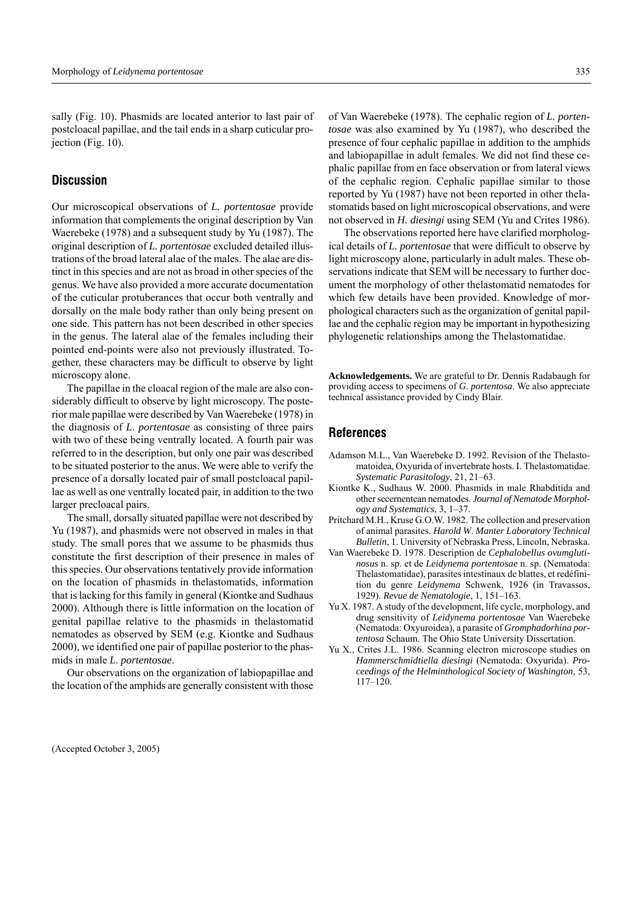sally (Fig. 10). Phasmids are located anterior to last pair of postcloacal papillae, and the tail ends in a sharp cuticular projection (Fig. 10).

## Discussion

Our microscopical observations of *L. portentosae* provide information that complements the original description by Van Waerebeke (1978) and a subsequent study by Yu (1987). The original description of *L. portentosae* excluded detailed illustrations of the broad lateral alae of the males. The alae are distinct in this species and are not as broad in other species of the genus. We have also provided a more accurate documentation of the cuticular protuberances that occur both ventrally and dorsally on the male body rather than only being present on one side. This pattern has not been described in other species in the genus. The lateral alae of the females including their pointed end-points were also not previously illustrated. Together, these characters may be difficult to observe by light microscopy alone.

The papillae in the cloacal region of the male are also considerably difficult to observe by light microscopy. The posterior male papillae were described by Van Waerebeke (1978) in the diagnosis of *L. portentosae* as consisting of three pairs with two of these being ventrally located. A fourth pair was referred to in the description, but only one pair was described to be situated posterior to the anus. We were able to verify the presence of a dorsally located pair of small postcloacal papillae as well as one ventrally located pair, in addition to the two larger precloacal pairs.

The small, dorsally situated papillae were not described by Yu (1987), and phasmids were not observed in males in that study. The small pores that we assume to be phasmids thus constitute the first description of their presence in males of this species. Our observations tentatively provide information on the location of phasmids in thelastomatids, information that is lacking for this family in general (Kiontke and Sudhaus 2000). Although there is little information on the location of genital papillae relative to the phasmids in thelastomatid nematodes as observed by SEM (e.g. Kiontke and Sudhaus 2000), we identified one pair of papillae posterior to the phasmids in male *L. portentosae*.

Our observations on the organization of labiopapillae and the location of the amphids are generally consistent with those of Van Waerebeke (1978). The cephalic region of *L. portentosae* was also examined by Yu (1987), who described the presence of four cephalic papillae in addition to the amphids and labiopapillae in adult females. We did not find these cephalic papillae from en face observation or from lateral views of the cephalic region. Cephalic papillae similar to those reported by Yu (1987) have not been reported in other thelastomatids based on light microscopical observations, and were not observed in *H. diesingi* using SEM (Yu and Crites 1986).

The observations reported here have clarified morphological details of *L. portentosae* that were difficult to observe by light microscopy alone, particularly in adult males. These observations indicate that SEM will be necessary to further document the morphology of other thelastomatid nematodes for which few details have been provided. Knowledge of morphological characters such as the organization of genital papillae and the cephalic region may be important in hypothesizing phylogenetic relationships among the Thelastomatidae.

**Acknowledgements.** We are grateful to Dr. Dennis Radabaugh for providing access to specimens of *G. portentosa*. We also appreciate technical assistance provided by Cindy Blair.

## References

Adamson M.L., Van Waerebeke D. 1992. Revision of the Thelastomatoidea, Oxyurida of invertebrate hosts. I. Thelastomatidae. *Systematic Parasitology*, 21, 21–63.

Kiontke K., Sudhaus W. 2000. Phasmids in male Rhabditida and other secernentean nematodes. *Journal of Nematode Morphology and Systematics*, 3, 1–37.

Pritchard M.H., Kruse G.O.W. 1982. The collection and preservation of animal parasites. *Harold W. Manter Laboratory Technical Bulletin*, 1. University of Nebraska Press, Lincoln, Nebraska.

Van Waerebeke D. 1978. Description de *Cephalobellus ovumglutinosus* n. sp. et de *Leidynema portentosae* n. sp. (Nematoda: Thelastomatidae), parasites intestinaux de blattes, et redéfinition du genre *Leidynema* Schwenk, 1926 (in Travassos, 1929). *Revue de Nematologie*, 1, 151–163.

Yu X. 1987. A study of the development, life cycle, morphology, and drug sensitivity of *Leidynema portentosae* Van Waerebeke (Nematoda: Oxyuroidea), a parasite of *Gromphadorhina portentosa* Schaum. The Ohio State University Dissertation.

Yu X., Crites J.L. 1986. Scanning electron microscope studies on *Hammerschmidtiella diesingi* (Nematoda: Oxyurida). *Proceedings of the Helminthological Society of Washington*, 53, 117–120.

(Accepted October 3, 2005)